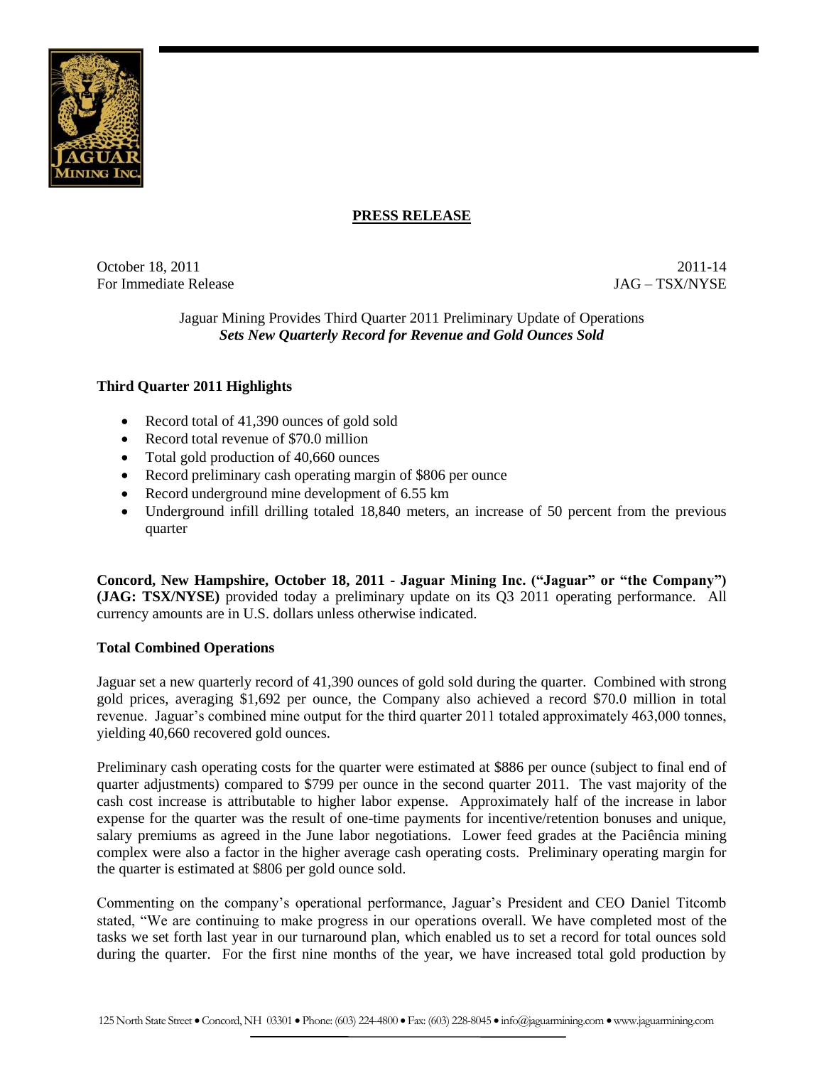**PRESS RELEASE**

October 18, 2011
For Immediate Release

2011-14
JAG – TSX/NYSE

Jaguar Mining Provides Third Quarter 2011 Preliminary Update of Operations
***Sets New Quarterly Record for Revenue and Gold Ounces Sold***

## Third Quarter 2011 Highlights

- Record total of 41,390 ounces of gold sold
- Record total revenue of $70.0 million
- Total gold production of 40,660 ounces
- Record preliminary cash operating margin of $806 per ounce
- Record underground mine development of 6.55 km
- Underground infill drilling totaled 18,840 meters, an increase of 50 percent from the previous quarter

**Concord, New Hampshire, October 18, 2011 - Jaguar Mining Inc. ("Jaguar" or "the Company") (JAG: TSX/NYSE)** provided today a preliminary update on its Q3 2011 operating performance. All currency amounts are in U.S. dollars unless otherwise indicated.

## Total Combined Operations

Jaguar set a new quarterly record of 41,390 ounces of gold sold during the quarter. Combined with strong gold prices, averaging $1,692 per ounce, the Company also achieved a record $70.0 million in total revenue. Jaguar's combined mine output for the third quarter 2011 totaled approximately 463,000 tonnes, yielding 40,660 recovered gold ounces.

Preliminary cash operating costs for the quarter were estimated at $886 per ounce (subject to final end of quarter adjustments) compared to $799 per ounce in the second quarter 2011. The vast majority of the cash cost increase is attributable to higher labor expense. Approximately half of the increase in labor expense for the quarter was the result of one-time payments for incentive/retention bonuses and unique, salary premiums as agreed in the June labor negotiations. Lower feed grades at the Paciência mining complex were also a factor in the higher average cash operating costs. Preliminary operating margin for the quarter is estimated at $806 per gold ounce sold.

Commenting on the company's operational performance, Jaguar's President and CEO Daniel Titcomb stated, "We are continuing to make progress in our operations overall. We have completed most of the tasks we set forth last year in our turnaround plan, which enabled us to set a record for total ounces sold during the quarter. For the first nine months of the year, we have increased total gold production by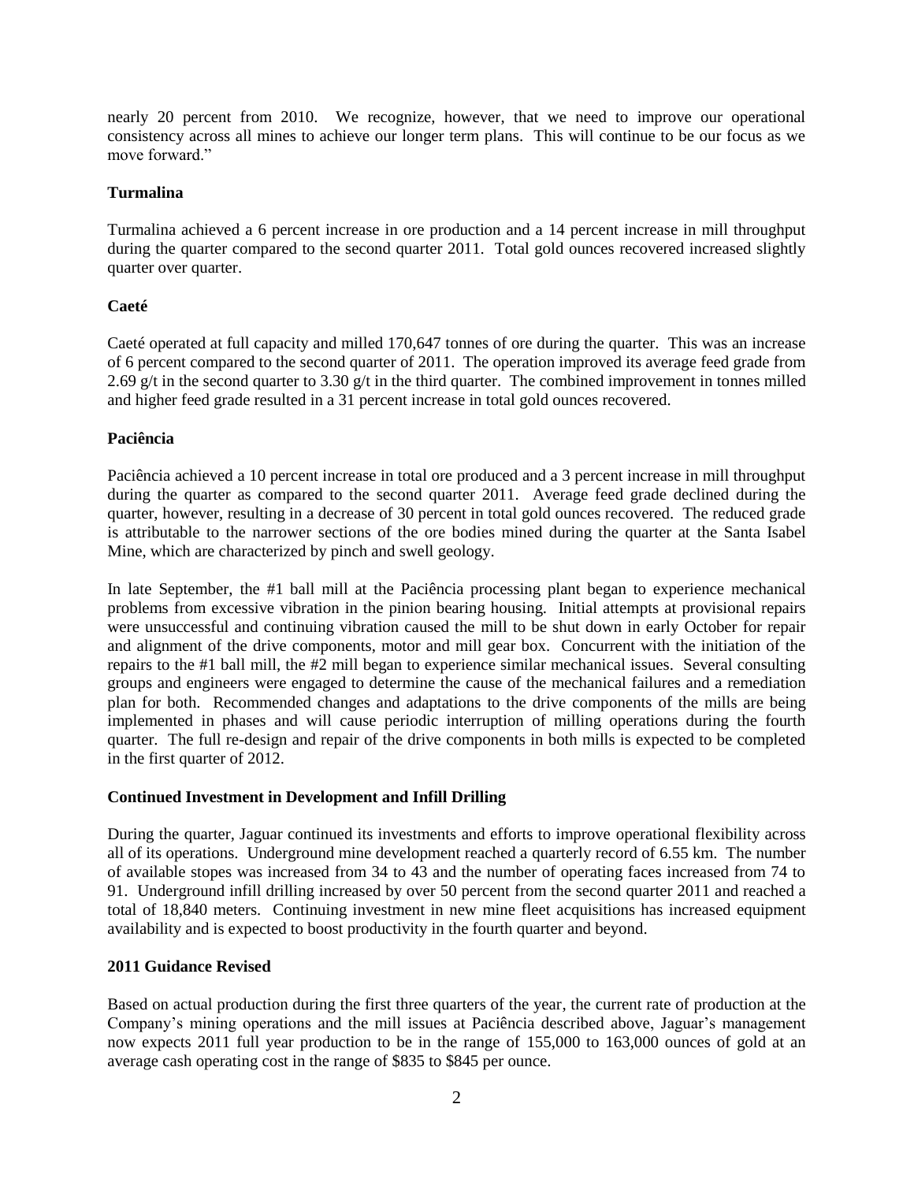nearly 20 percent from 2010. We recognize, however, that we need to improve our operational consistency across all mines to achieve our longer term plans. This will continue to be our focus as we move forward."

**Turmalina**

Turmalina achieved a 6 percent increase in ore production and a 14 percent increase in mill throughput during the quarter compared to the second quarter 2011. Total gold ounces recovered increased slightly quarter over quarter.

**Caeté**

Caeté operated at full capacity and milled 170,647 tonnes of ore during the quarter. This was an increase of 6 percent compared to the second quarter of 2011. The operation improved its average feed grade from 2.69 g/t in the second quarter to 3.30 g/t in the third quarter. The combined improvement in tonnes milled and higher feed grade resulted in a 31 percent increase in total gold ounces recovered.

**Paciência**

Paciência achieved a 10 percent increase in total ore produced and a 3 percent increase in mill throughput during the quarter as compared to the second quarter 2011. Average feed grade declined during the quarter, however, resulting in a decrease of 30 percent in total gold ounces recovered. The reduced grade is attributable to the narrower sections of the ore bodies mined during the quarter at the Santa Isabel Mine, which are characterized by pinch and swell geology.

In late September, the #1 ball mill at the Paciência processing plant began to experience mechanical problems from excessive vibration in the pinion bearing housing. Initial attempts at provisional repairs were unsuccessful and continuing vibration caused the mill to be shut down in early October for repair and alignment of the drive components, motor and mill gear box. Concurrent with the initiation of the repairs to the #1 ball mill, the #2 mill began to experience similar mechanical issues. Several consulting groups and engineers were engaged to determine the cause of the mechanical failures and a remediation plan for both. Recommended changes and adaptations to the drive components of the mills are being implemented in phases and will cause periodic interruption of milling operations during the fourth quarter. The full re-design and repair of the drive components in both mills is expected to be completed in the first quarter of 2012.

**Continued Investment in Development and Infill Drilling**

During the quarter, Jaguar continued its investments and efforts to improve operational flexibility across all of its operations. Underground mine development reached a quarterly record of 6.55 km. The number of available stopes was increased from 34 to 43 and the number of operating faces increased from 74 to 91. Underground infill drilling increased by over 50 percent from the second quarter 2011 and reached a total of 18,840 meters. Continuing investment in new mine fleet acquisitions has increased equipment availability and is expected to boost productivity in the fourth quarter and beyond.

**2011 Guidance Revised**

Based on actual production during the first three quarters of the year, the current rate of production at the Company's mining operations and the mill issues at Paciência described above, Jaguar's management now expects 2011 full year production to be in the range of 155,000 to 163,000 ounces of gold at an average cash operating cost in the range of $835 to $845 per ounce.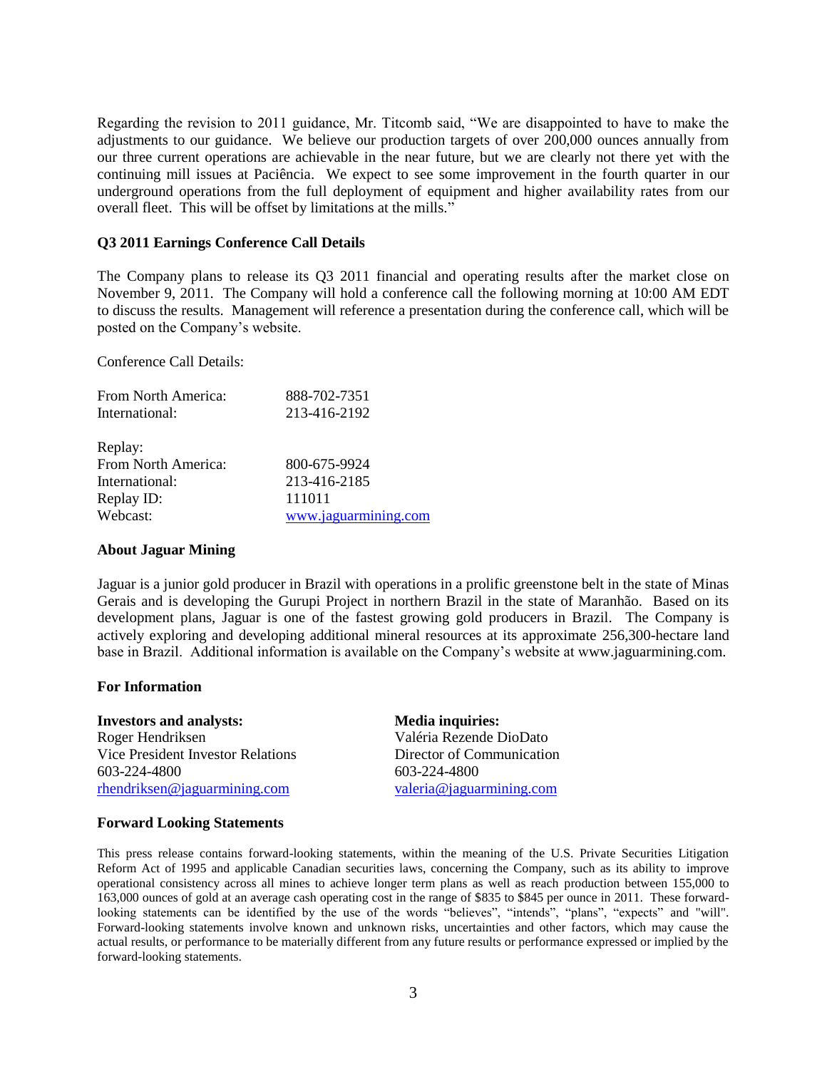Regarding the revision to 2011 guidance, Mr. Titcomb said, "We are disappointed to have to make the adjustments to our guidance. We believe our production targets of over 200,000 ounces annually from our three current operations are achievable in the near future, but we are clearly not there yet with the continuing mill issues at Paciência. We expect to see some improvement in the fourth quarter in our underground operations from the full deployment of equipment and higher availability rates from our overall fleet. This will be offset by limitations at the mills."

**Q3 2011 Earnings Conference Call Details**

The Company plans to release its Q3 2011 financial and operating results after the market close on November 9, 2011. The Company will hold a conference call the following morning at 10:00 AM EDT to discuss the results. Management will reference a presentation during the conference call, which will be posted on the Company's website.

Conference Call Details:

| | |
|---|---|
| From North America: | 888-702-7351 |
| International: | 213-416-2192 |
| | |
| Replay: | |
| From North America: | 800-675-9924 |
| International: | 213-416-2185 |
| Replay ID: | 111011 |
| Webcast: | www.jaguarmining.com |

**About Jaguar Mining**

Jaguar is a junior gold producer in Brazil with operations in a prolific greenstone belt in the state of Minas Gerais and is developing the Gurupi Project in northern Brazil in the state of Maranhão. Based on its development plans, Jaguar is one of the fastest growing gold producers in Brazil. The Company is actively exploring and developing additional mineral resources at its approximate 256,300-hectare land base in Brazil. Additional information is available on the Company's website at www.jaguarmining.com.

**For Information**

**Investors and analysts:**
Roger Hendriksen
Vice President Investor Relations
603-224-4800
rhendriksen@jaguarmining.com

**Media inquiries:**
Valéria Rezende DioDato
Director of Communication
603-224-4800
valeria@jaguarmining.com

**Forward Looking Statements**

This press release contains forward-looking statements, within the meaning of the U.S. Private Securities Litigation Reform Act of 1995 and applicable Canadian securities laws, concerning the Company, such as its ability to improve operational consistency across all mines to achieve longer term plans as well as reach production between 155,000 to 163,000 ounces of gold at an average cash operating cost in the range of $835 to $845 per ounce in 2011. These forward-looking statements can be identified by the use of the words "believes", "intends", "plans", "expects" and "will". Forward-looking statements involve known and unknown risks, uncertainties and other factors, which may cause the actual results, or performance to be materially different from any future results or performance expressed or implied by the forward-looking statements.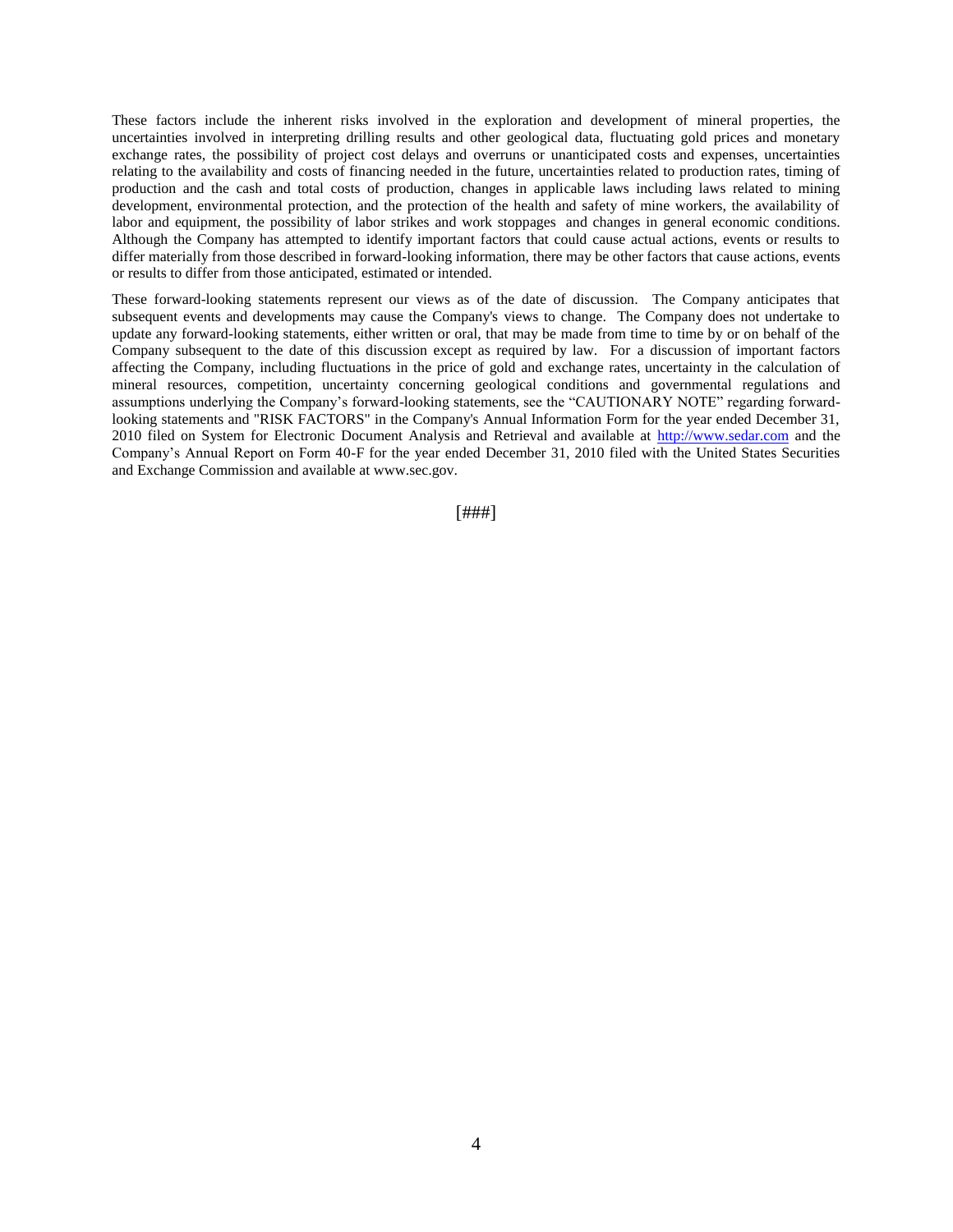These factors include the inherent risks involved in the exploration and development of mineral properties, the uncertainties involved in interpreting drilling results and other geological data, fluctuating gold prices and monetary exchange rates, the possibility of project cost delays and overruns or unanticipated costs and expenses, uncertainties relating to the availability and costs of financing needed in the future, uncertainties related to production rates, timing of production and the cash and total costs of production, changes in applicable laws including laws related to mining development, environmental protection, and the protection of the health and safety of mine workers, the availability of labor and equipment, the possibility of labor strikes and work stoppages and changes in general economic conditions. Although the Company has attempted to identify important factors that could cause actual actions, events or results to differ materially from those described in forward-looking information, there may be other factors that cause actions, events or results to differ from those anticipated, estimated or intended.

These forward-looking statements represent our views as of the date of discussion. The Company anticipates that subsequent events and developments may cause the Company's views to change. The Company does not undertake to update any forward-looking statements, either written or oral, that may be made from time to time by or on behalf of the Company subsequent to the date of this discussion except as required by law. For a discussion of important factors affecting the Company, including fluctuations in the price of gold and exchange rates, uncertainty in the calculation of mineral resources, competition, uncertainty concerning geological conditions and governmental regulations and assumptions underlying the Company's forward-looking statements, see the "CAUTIONARY NOTE" regarding forward-looking statements and "RISK FACTORS" in the Company's Annual Information Form for the year ended December 31, 2010 filed on System for Electronic Document Analysis and Retrieval and available at http://www.sedar.com and the Company's Annual Report on Form 40-F for the year ended December 31, 2010 filed with the United States Securities and Exchange Commission and available at www.sec.gov.

[###]